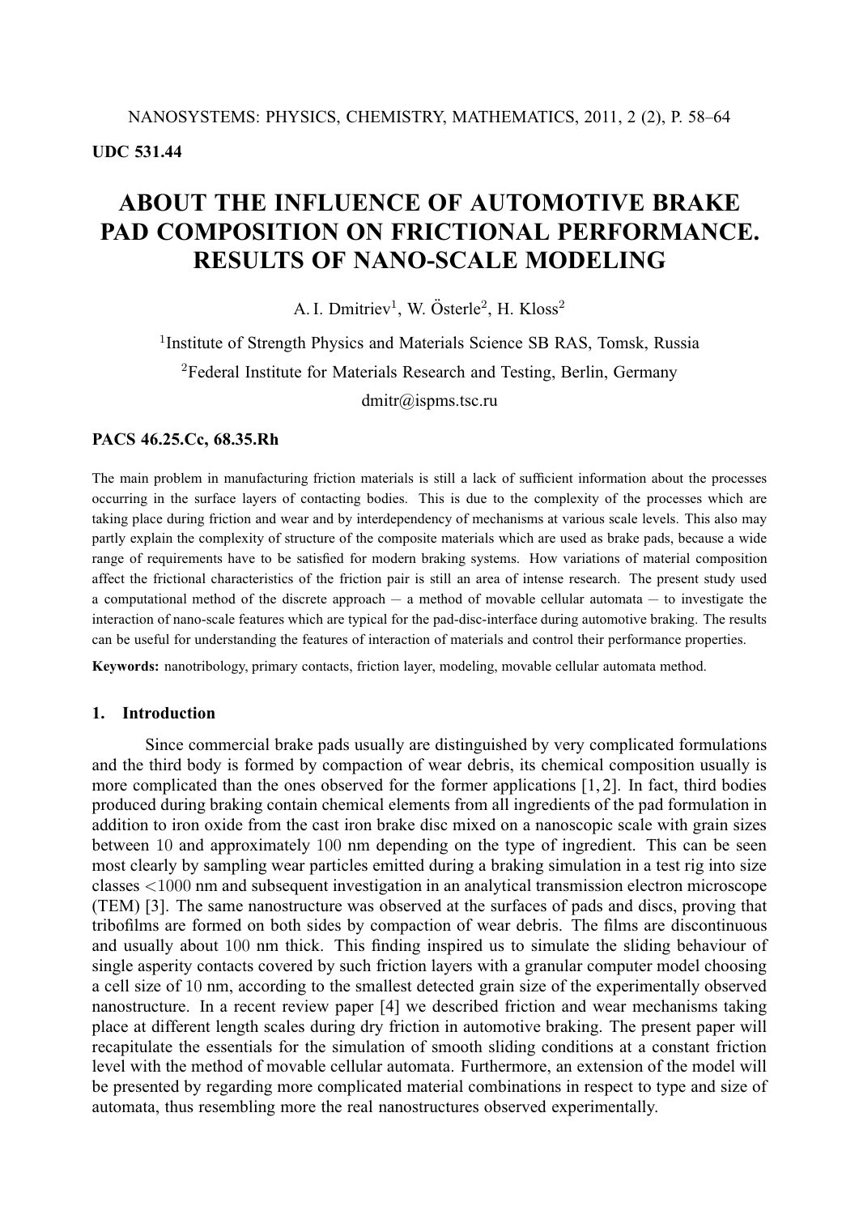UDC 531.44

# ABOUT THE INFLUENCE OF AUTOMOTIVE BRAKE PAD COMPOSITION ON FRICTIONAL PERFORMANCE. RESULTS OF NANO-SCALE MODELING

A. I. Dmitriev[1], W. Österle[2], H. Kloss[2]

[1]Institute of Strength Physics and Materials Science SB RAS, Tomsk, Russia

[2]Federal Institute for Materials Research and Testing, Berlin, Germany

dmitr@ispms.tsc.ru

**PACS 46.25.Cc, 68.35.Rh**

The main problem in manufacturing friction materials is still a lack of sufficient information about the processes occurring in the surface layers of contacting bodies. This is due to the complexity of the processes which are taking place during friction and wear and by interdependency of mechanisms at various scale levels. This also may partly explain the complexity of structure of the composite materials which are used as brake pads, because a wide range of requirements have to be satisfied for modern braking systems. How variations of material composition affect the frictional characteristics of the friction pair is still an area of intense research. The present study used a computational method of the discrete approach — a method of movable cellular automata — to investigate the interaction of nano-scale features which are typical for the pad-disc-interface during automotive braking. The results can be useful for understanding the features of interaction of materials and control their performance properties.

**Keywords:** nanotribology, primary contacts, friction layer, modeling, movable cellular automata method.

## 1. Introduction

Since commercial brake pads usually are distinguished by very complicated formulations and the third body is formed by compaction of wear debris, its chemical composition usually is more complicated than the ones observed for the former applications [1, 2]. In fact, third bodies produced during braking contain chemical elements from all ingredients of the pad formulation in addition to iron oxide from the cast iron brake disc mixed on a nanoscopic scale with grain sizes between 10 and approximately 100 nm depending on the type of ingredient. This can be seen most clearly by sampling wear particles emitted during a braking simulation in a test rig into size classes <1000 nm and subsequent investigation in an analytical transmission electron microscope (TEM) [3]. The same nanostructure was observed at the surfaces of pads and discs, proving that tribofilms are formed on both sides by compaction of wear debris. The films are discontinuous and usually about 100 nm thick. This finding inspired us to simulate the sliding behaviour of single asperity contacts covered by such friction layers with a granular computer model choosing a cell size of 10 nm, according to the smallest detected grain size of the experimentally observed nanostructure. In a recent review paper [4] we described friction and wear mechanisms taking place at different length scales during dry friction in automotive braking. The present paper will recapitulate the essentials for the simulation of smooth sliding conditions at a constant friction level with the method of movable cellular automata. Furthermore, an extension of the model will be presented by regarding more complicated material combinations in respect to type and size of automata, thus resembling more the real nanostructures observed experimentally.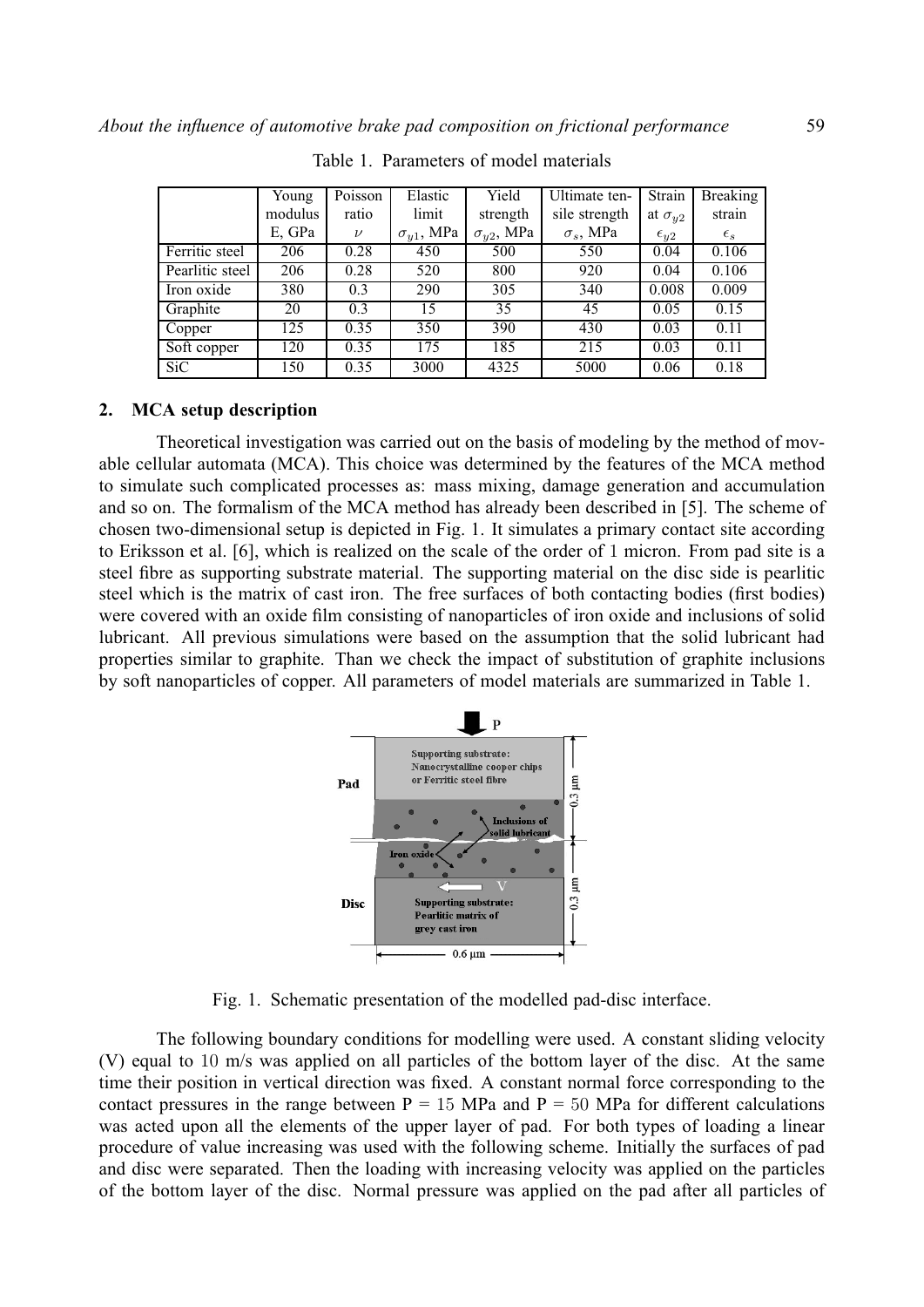Table 1. Parameters of model materials

| | Young modulus E, GPa | Poisson ratio $\nu$ | Elastic limit $\sigma_{y1}$, MPa | Yield strength $\sigma_{y2}$, MPa | Ultimate tensile strength $\sigma_s$, MPa | Strain at $\sigma_{y2}$ $\epsilon_{y2}$ | Breaking strain $\epsilon_s$ |
|---|---|---|---|---|---|---|---|
| Ferritic steel | 206 | 0.28 | 450 | 500 | 550 | 0.04 | 0.106 |
| Pearlitic steel | 206 | 0.28 | 520 | 800 | 920 | 0.04 | 0.106 |
| Iron oxide | 380 | 0.3 | 290 | 305 | 340 | 0.008 | 0.009 |
| Graphite | 20 | 0.3 | 15 | 35 | 45 | 0.05 | 0.15 |
| Copper | 125 | 0.35 | 350 | 390 | 430 | 0.03 | 0.11 |
| Soft copper | 120 | 0.35 | 175 | 185 | 215 | 0.03 | 0.11 |
| SiC | 150 | 0.35 | 3000 | 4325 | 5000 | 0.06 | 0.18 |

## 2. MCA setup description

Theoretical investigation was carried out on the basis of modeling by the method of movable cellular automata (MCA). This choice was determined by the features of the MCA method to simulate such complicated processes as: mass mixing, damage generation and accumulation and so on. The formalism of the MCA method has already been described in [5]. The scheme of chosen two-dimensional setup is depicted in Fig. 1. It simulates a primary contact site according to Eriksson et al. [6], which is realized on the scale of the order of 1 micron. From pad site is a steel fibre as supporting substrate material. The supporting material on the disc side is pearlitic steel which is the matrix of cast iron. The free surfaces of both contacting bodies (first bodies) were covered with an oxide film consisting of nanoparticles of iron oxide and inclusions of solid lubricant. All previous simulations were based on the assumption that the solid lubricant had properties similar to graphite. Than we check the impact of substitution of graphite inclusions by soft nanoparticles of copper. All parameters of model materials are summarized in Table 1.

Fig. 1. Schematic presentation of the modelled pad-disc interface.

The following boundary conditions for modelling were used. A constant sliding velocity (V) equal to 10 m/s was applied on all particles of the bottom layer of the disc. At the same time their position in vertical direction was fixed. A constant normal force corresponding to the contact pressures in the range between P = 15 MPa and P = 50 MPa for different calculations was acted upon all the elements of the upper layer of pad. For both types of loading a linear procedure of value increasing was used with the following scheme. Initially the surfaces of pad and disc were separated. Then the loading with increasing velocity was applied on the particles of the bottom layer of the disc. Normal pressure was applied on the pad after all particles of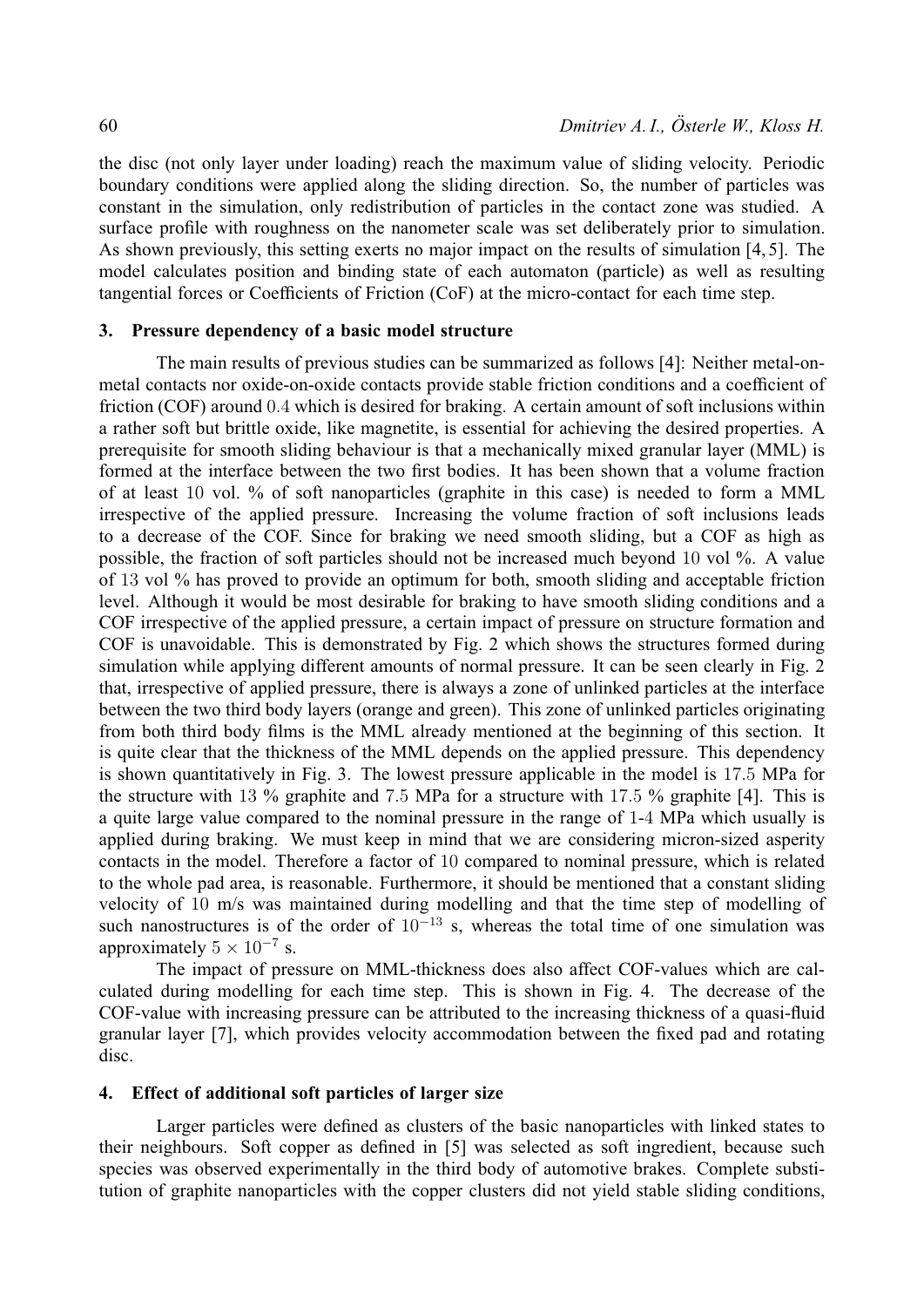the disc (not only layer under loading) reach the maximum value of sliding velocity. Periodic boundary conditions were applied along the sliding direction. So, the number of particles was constant in the simulation, only redistribution of particles in the contact zone was studied. A surface profile with roughness on the nanometer scale was set deliberately prior to simulation. As shown previously, this setting exerts no major impact on the results of simulation [4, 5]. The model calculates position and binding state of each automaton (particle) as well as resulting tangential forces or Coefficients of Friction (CoF) at the micro-contact for each time step.

## 3. Pressure dependency of a basic model structure

The main results of previous studies can be summarized as follows [4]: Neither metal-on-metal contacts nor oxide-on-oxide contacts provide stable friction conditions and a coefficient of friction (COF) around 0.4 which is desired for braking. A certain amount of soft inclusions within a rather soft but brittle oxide, like magnetite, is essential for achieving the desired properties. A prerequisite for smooth sliding behaviour is that a mechanically mixed granular layer (MML) is formed at the interface between the two first bodies. It has been shown that a volume fraction of at least 10 vol. % of soft nanoparticles (graphite in this case) is needed to form a MML irrespective of the applied pressure. Increasing the volume fraction of soft inclusions leads to a decrease of the COF. Since for braking we need smooth sliding, but a COF as high as possible, the fraction of soft particles should not be increased much beyond 10 vol %. A value of 13 vol % has proved to provide an optimum for both, smooth sliding and acceptable friction level. Although it would be most desirable for braking to have smooth sliding conditions and a COF irrespective of the applied pressure, a certain impact of pressure on structure formation and COF is unavoidable. This is demonstrated by Fig. 2 which shows the structures formed during simulation while applying different amounts of normal pressure. It can be seen clearly in Fig. 2 that, irrespective of applied pressure, there is always a zone of unlinked particles at the interface between the two third body layers (orange and green). This zone of unlinked particles originating from both third body films is the MML already mentioned at the beginning of this section. It is quite clear that the thickness of the MML depends on the applied pressure. This dependency is shown quantitatively in Fig. 3. The lowest pressure applicable in the model is 17.5 MPa for the structure with 13 % graphite and 7.5 MPa for a structure with 17.5 % graphite [4]. This is a quite large value compared to the nominal pressure in the range of 1-4 MPa which usually is applied during braking. We must keep in mind that we are considering micron-sized asperity contacts in the model. Therefore a factor of 10 compared to nominal pressure, which is related to the whole pad area, is reasonable. Furthermore, it should be mentioned that a constant sliding velocity of 10 m/s was maintained during modelling and that the time step of modelling of such nanostructures is of the order of $10^{-13}$ s, whereas the total time of one simulation was approximately $5 \times 10^{-7}$ s.

The impact of pressure on MML-thickness does also affect COF-values which are calculated during modelling for each time step. This is shown in Fig. 4. The decrease of the COF-value with increasing pressure can be attributed to the increasing thickness of a quasi-fluid granular layer [7], which provides velocity accommodation between the fixed pad and rotating disc.

## 4. Effect of additional soft particles of larger size

Larger particles were defined as clusters of the basic nanoparticles with linked states to their neighbours. Soft copper as defined in [5] was selected as soft ingredient, because such species was observed experimentally in the third body of automotive brakes. Complete substitution of graphite nanoparticles with the copper clusters did not yield stable sliding conditions,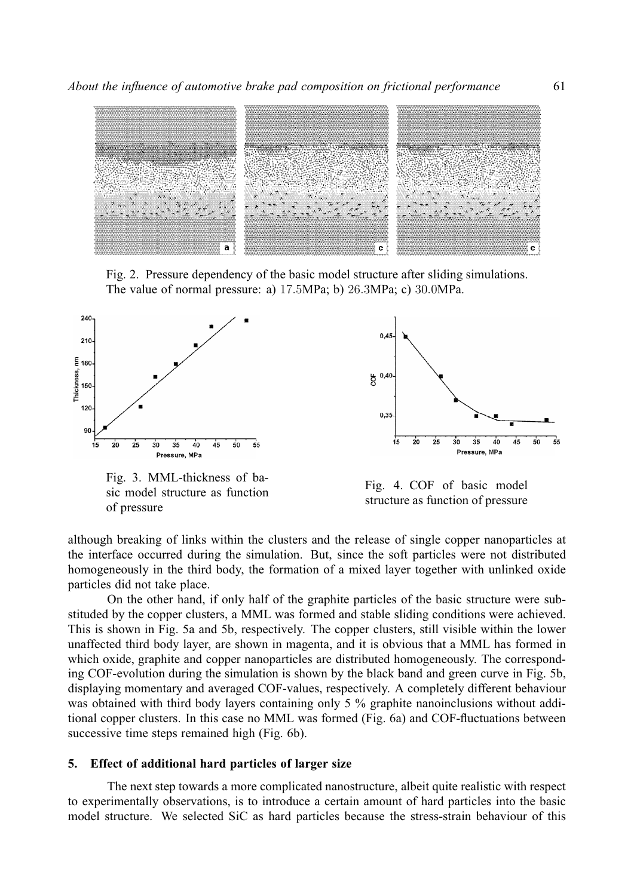Fig. 2. Pressure dependency of the basic model structure after sliding simulations. The value of normal pressure: a) 17.5MPa; b) 26.3MPa; c) 30.0MPa.

Fig. 3. MML-thickness of basic model structure as function of pressure

Fig. 4. COF of basic model structure as function of pressure

although breaking of links within the clusters and the release of single copper nanoparticles at the interface occurred during the simulation. But, since the soft particles were not distributed homogeneously in the third body, the formation of a mixed layer together with unlinked oxide particles did not take place.

On the other hand, if only half of the graphite particles of the basic structure were substituded by the copper clusters, a MML was formed and stable sliding conditions were achieved. This is shown in Fig. 5a and 5b, respectively. The copper clusters, still visible within the lower unaffected third body layer, are shown in magenta, and it is obvious that a MML has formed in which oxide, graphite and copper nanoparticles are distributed homogeneously. The corresponding COF-evolution during the simulation is shown by the black band and green curve in Fig. 5b, displaying momentary and averaged COF-values, respectively. A completely different behaviour was obtained with third body layers containing only 5 % graphite nanoinclusions without additional copper clusters. In this case no MML was formed (Fig. 6a) and COF-fluctuations between successive time steps remained high (Fig. 6b).

## 5. Effect of additional hard particles of larger size

The next step towards a more complicated nanostructure, albeit quite realistic with respect to experimentally observations, is to introduce a certain amount of hard particles into the basic model structure. We selected SiC as hard particles because the stress-strain behaviour of this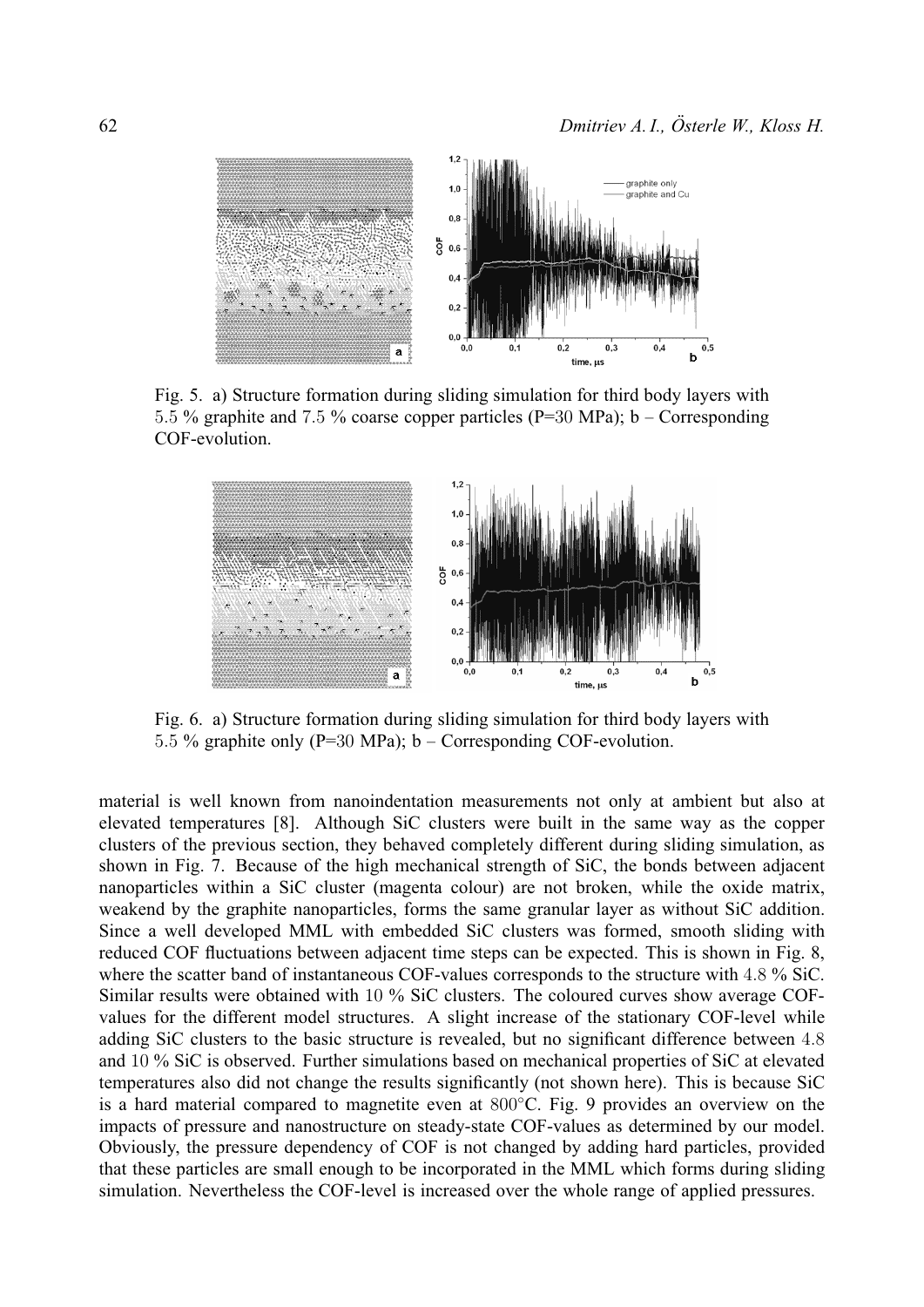Fig. 5. a) Structure formation during sliding simulation for third body layers with 5.5 % graphite and 7.5 % coarse copper particles (P=30 MPa); b – Corresponding COF-evolution.

Fig. 6. a) Structure formation during sliding simulation for third body layers with 5.5 % graphite only (P=30 MPa); b – Corresponding COF-evolution.

material is well known from nanoindentation measurements not only at ambient but also at elevated temperatures [8]. Although SiC clusters were built in the same way as the copper clusters of the previous section, they behaved completely different during sliding simulation, as shown in Fig. 7. Because of the high mechanical strength of SiC, the bonds between adjacent nanoparticles within a SiC cluster (magenta colour) are not broken, while the oxide matrix, weakend by the graphite nanoparticles, forms the same granular layer as without SiC addition. Since a well developed MML with embedded SiC clusters was formed, smooth sliding with reduced COF fluctuations between adjacent time steps can be expected. This is shown in Fig. 8, where the scatter band of instantaneous COF-values corresponds to the structure with 4.8 % SiC. Similar results were obtained with 10 % SiC clusters. The coloured curves show average COF-values for the different model structures. A slight increase of the stationary COF-level while adding SiC clusters to the basic structure is revealed, but no significant difference between 4.8 and 10 % SiC is observed. Further simulations based on mechanical properties of SiC at elevated temperatures also did not change the results significantly (not shown here). This is because SiC is a hard material compared to magnetite even at 800°C. Fig. 9 provides an overview on the impacts of pressure and nanostructure on steady-state COF-values as determined by our model. Obviously, the pressure dependency of COF is not changed by adding hard particles, provided that these particles are small enough to be incorporated in the MML which forms during sliding simulation. Nevertheless the COF-level is increased over the whole range of applied pressures.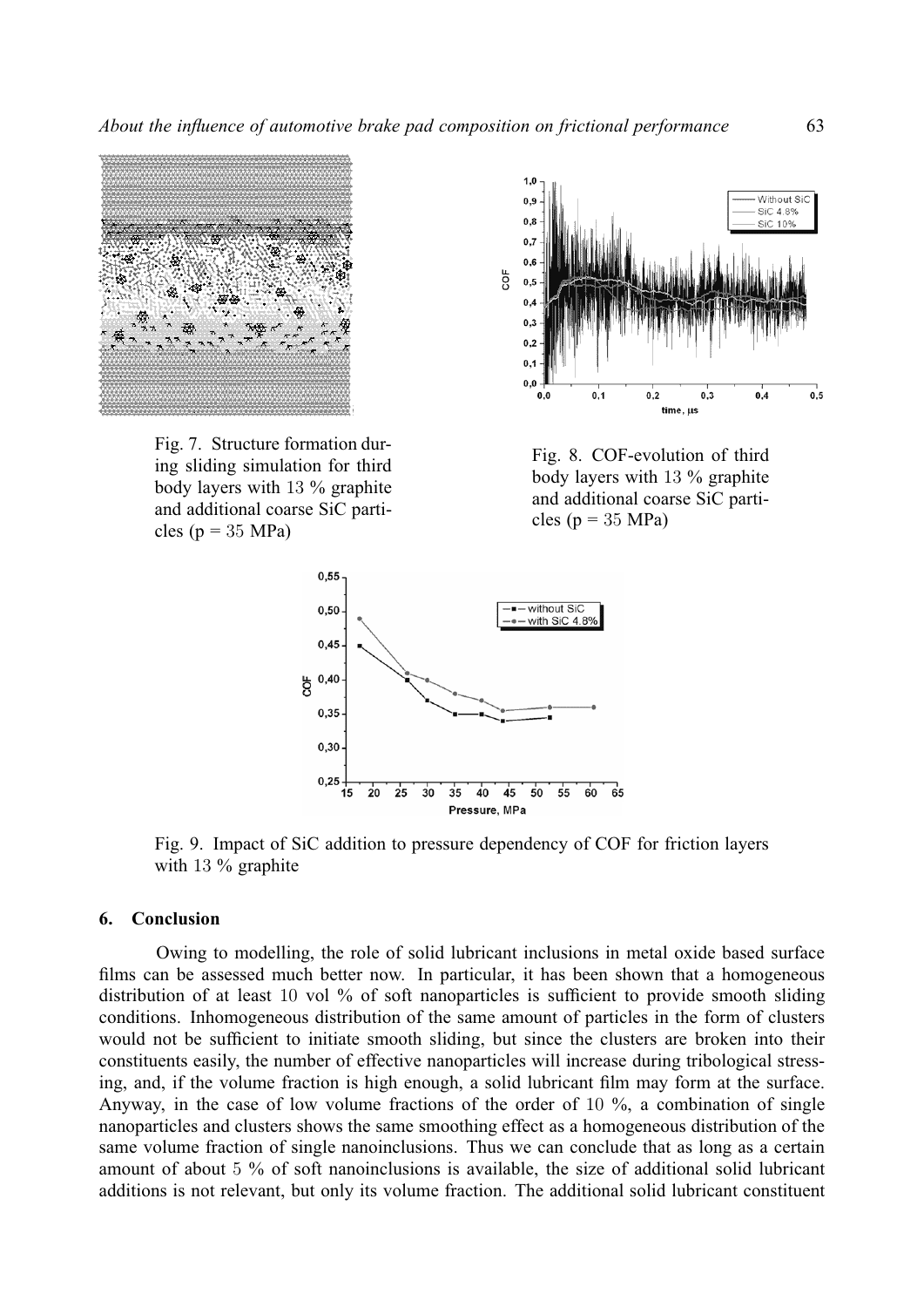Fig. 7. Structure formation during sliding simulation for third body layers with 13 % graphite and additional coarse SiC particles (p = 35 MPa)

Fig. 8. COF-evolution of third body layers with 13 % graphite and additional coarse SiC particles (p = 35 MPa)

Fig. 9. Impact of SiC addition to pressure dependency of COF for friction layers with 13 % graphite

## 6. Conclusion

Owing to modelling, the role of solid lubricant inclusions in metal oxide based surface films can be assessed much better now. In particular, it has been shown that a homogeneous distribution of at least 10 vol % of soft nanoparticles is sufficient to provide smooth sliding conditions. Inhomogeneous distribution of the same amount of particles in the form of clusters would not be sufficient to initiate smooth sliding, but since the clusters are broken into their constituents easily, the number of effective nanoparticles will increase during tribological stressing, and, if the volume fraction is high enough, a solid lubricant film may form at the surface. Anyway, in the case of low volume fractions of the order of 10 %, a combination of single nanoparticles and clusters shows the same smoothing effect as a homogeneous distribution of the same volume fraction of single nanoinclusions. Thus we can conclude that as long as a certain amount of about 5 % of soft nanoinclusions is available, the size of additional solid lubricant additions is not relevant, but only its volume fraction. The additional solid lubricant constituent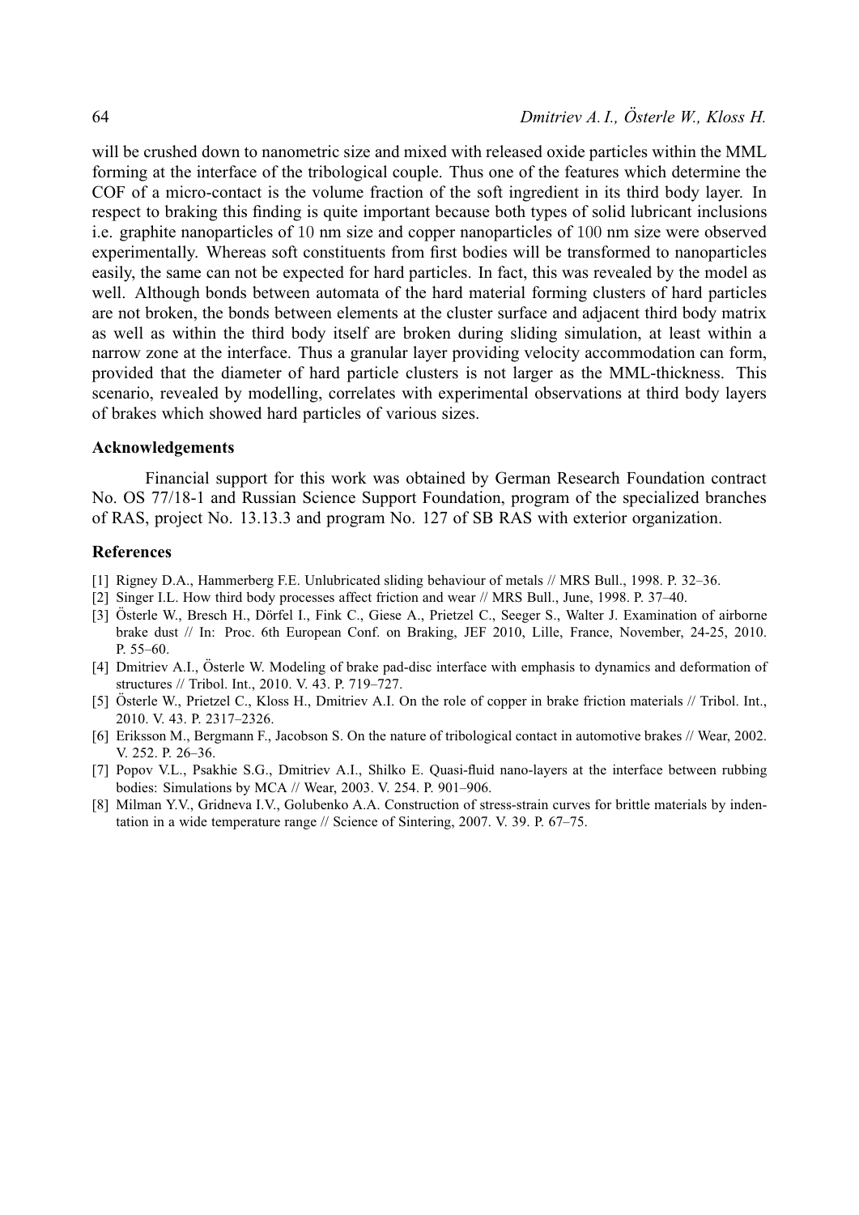will be crushed down to nanometric size and mixed with released oxide particles within the MML forming at the interface of the tribological couple. Thus one of the features which determine the COF of a micro-contact is the volume fraction of the soft ingredient in its third body layer. In respect to braking this finding is quite important because both types of solid lubricant inclusions i.e. graphite nanoparticles of 10 nm size and copper nanoparticles of 100 nm size were observed experimentally. Whereas soft constituents from first bodies will be transformed to nanoparticles easily, the same can not be expected for hard particles. In fact, this was revealed by the model as well. Although bonds between automata of the hard material forming clusters of hard particles are not broken, the bonds between elements at the cluster surface and adjacent third body matrix as well as within the third body itself are broken during sliding simulation, at least within a narrow zone at the interface. Thus a granular layer providing velocity accommodation can form, provided that the diameter of hard particle clusters is not larger as the MML-thickness. This scenario, revealed by modelling, correlates with experimental observations at third body layers of brakes which showed hard particles of various sizes.

### Acknowledgements

Financial support for this work was obtained by German Research Foundation contract No. OS 77/18-1 and Russian Science Support Foundation, program of the specialized branches of RAS, project No. 13.13.3 and program No. 127 of SB RAS with exterior organization.

### References

[1] Rigney D.A., Hammerberg F.E. Unlubricated sliding behaviour of metals // MRS Bull., 1998. P. 32–36.

[2] Singer I.L. How third body processes affect friction and wear // MRS Bull., June, 1998. P. 37–40.

[3] Österle W., Bresch H., Dörfel I., Fink C., Giese A., Prietzel C., Seeger S., Walter J. Examination of airborne brake dust // In: Proc. 6th European Conf. on Braking, JEF 2010, Lille, France, November, 24-25, 2010. P. 55–60.

[4] Dmitriev A.I., Österle W. Modeling of brake pad-disc interface with emphasis to dynamics and deformation of structures // Tribol. Int., 2010. V. 43. P. 719–727.

[5] Österle W., Prietzel C., Kloss H., Dmitriev A.I. On the role of copper in brake friction materials // Tribol. Int., 2010. V. 43. P. 2317–2326.

[6] Eriksson M., Bergmann F., Jacobson S. On the nature of tribological contact in automotive brakes // Wear, 2002. V. 252. P. 26–36.

[7] Popov V.L., Psakhie S.G., Dmitriev A.I., Shilko E. Quasi-fluid nano-layers at the interface between rubbing bodies: Simulations by MCA // Wear, 2003. V. 254. P. 901–906.

[8] Milman Y.V., Gridneva I.V., Golubenko A.A. Construction of stress-strain curves for brittle materials by indentation in a wide temperature range // Science of Sintering, 2007. V. 39. P. 67–75.